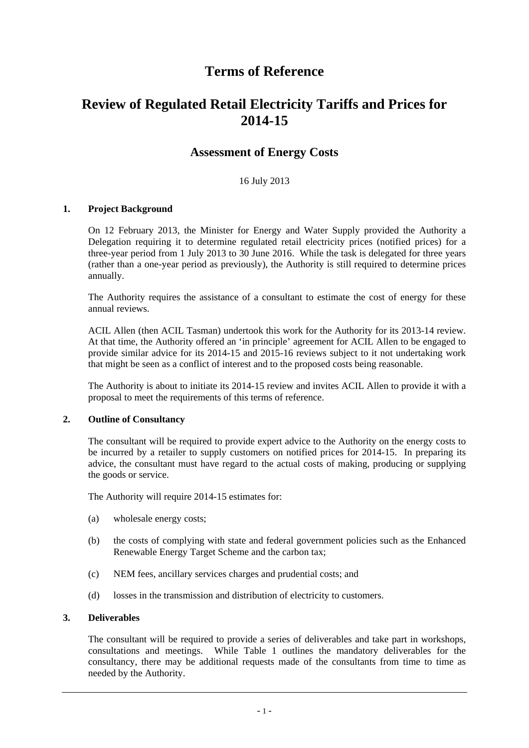# Terms of Reference

# Review of Regulated Retail Electricity Tariffs and Prices for 2014-15

## Assessment of Energy Costs

16 July 2013

### 1. Project Background

On 12 February 2013, the Minister for Energy and Water Supply provided the Authority a Delegation requiring it to determine regulated retail electricity prices (notified prices) for a three-year period from 1 July 2013 to 30 June 2016. While the task is delegated for three years (rather than a one-year period as previously), the Authority is still required to determine prices annually.

The Authority requires the assistance of a consultant to estimate the cost of energy for these annual reviews.

ACIL Allen (then ACIL Tasman) undertook this work for the Authority for its 2013-14 review. At that time, the Authority offered an 'in principle' agreement for ACIL Allen to be engaged to provide similar advice for its 2014-15 and 2015-16 reviews subject to it not undertaking work that might be seen as a conflict of interest and to the proposed costs being reasonable.

The Authority is about to initiate its 2014-15 review and invites ACIL Allen to provide it with a proposal to meet the requirements of this terms of reference.

### 2. Outline of Consultancy

The consultant will be required to provide expert advice to the Authority on the energy costs to be incurred by a retailer to supply customers on notified prices for 2014-15. In preparing its advice, the consultant must have regard to the actual costs of making, producing or supplying the goods or service.

The Authority will require 2014-15 estimates for:

(a) wholesale energy costs;

(b) the costs of complying with state and federal government policies such as the Enhanced Renewable Energy Target Scheme and the carbon tax;

(c) NEM fees, ancillary services charges and prudential costs; and

(d) losses in the transmission and distribution of electricity to customers.

### 3. Deliverables

The consultant will be required to provide a series of deliverables and take part in workshops, consultations and meetings. While Table 1 outlines the mandatory deliverables for the consultancy, there may be additional requests made of the consultants from time to time as needed by the Authority.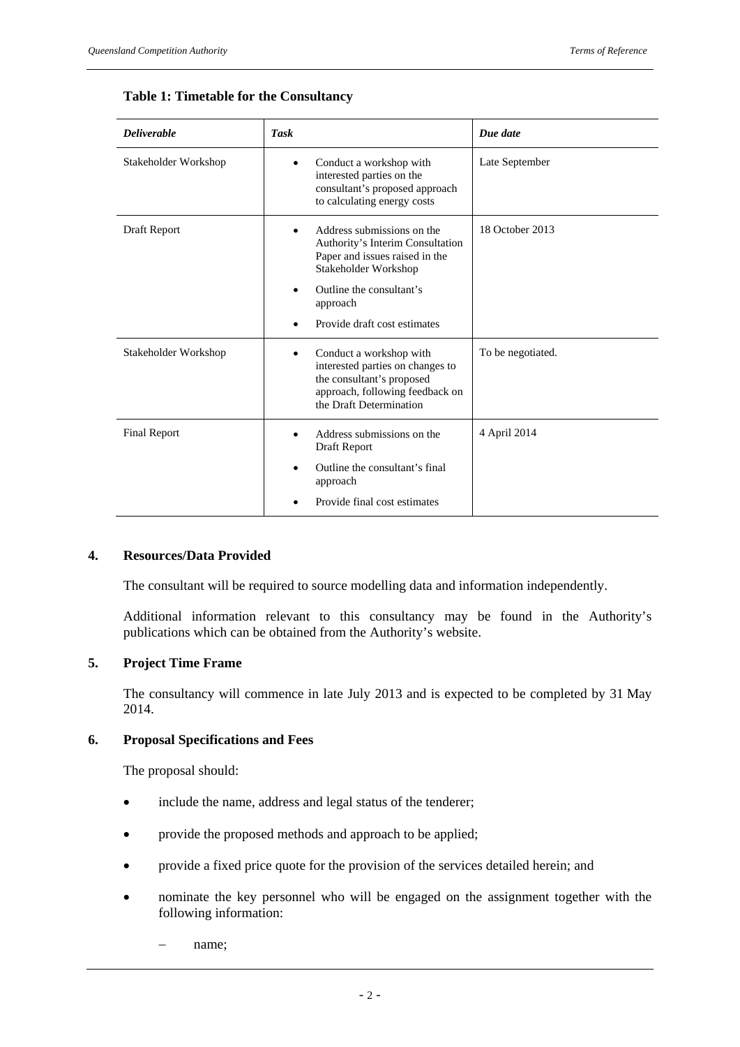**Table 1: Timetable for the Consultancy**

| *Deliverable* | *Task* | *Due date* |
|---|---|---|
| Stakeholder Workshop | • Conduct a workshop with interested parties on the consultant's proposed approach to calculating energy costs | Late September |
| Draft Report | • Address submissions on the Authority's Interim Consultation Paper and issues raised in the Stakeholder Workshop<br>• Outline the consultant's approach<br>• Provide draft cost estimates | 18 October 2013 |
| Stakeholder Workshop | • Conduct a workshop with interested parties on changes to the consultant's proposed approach, following feedback on the Draft Determination | To be negotiated. |
| Final Report | • Address submissions on the Draft Report<br>• Outline the consultant's final approach<br>• Provide final cost estimates | 4 April 2014 |

## 4. Resources/Data Provided

The consultant will be required to source modelling data and information independently.

Additional information relevant to this consultancy may be found in the Authority's publications which can be obtained from the Authority's website.

## 5. Project Time Frame

The consultancy will commence in late July 2013 and is expected to be completed by 31 May 2014.

## 6. Proposal Specifications and Fees

The proposal should:

- include the name, address and legal status of the tenderer;
- provide the proposed methods and approach to be applied;
- provide a fixed price quote for the provision of the services detailed herein; and
- nominate the key personnel who will be engaged on the assignment together with the following information:
  - name;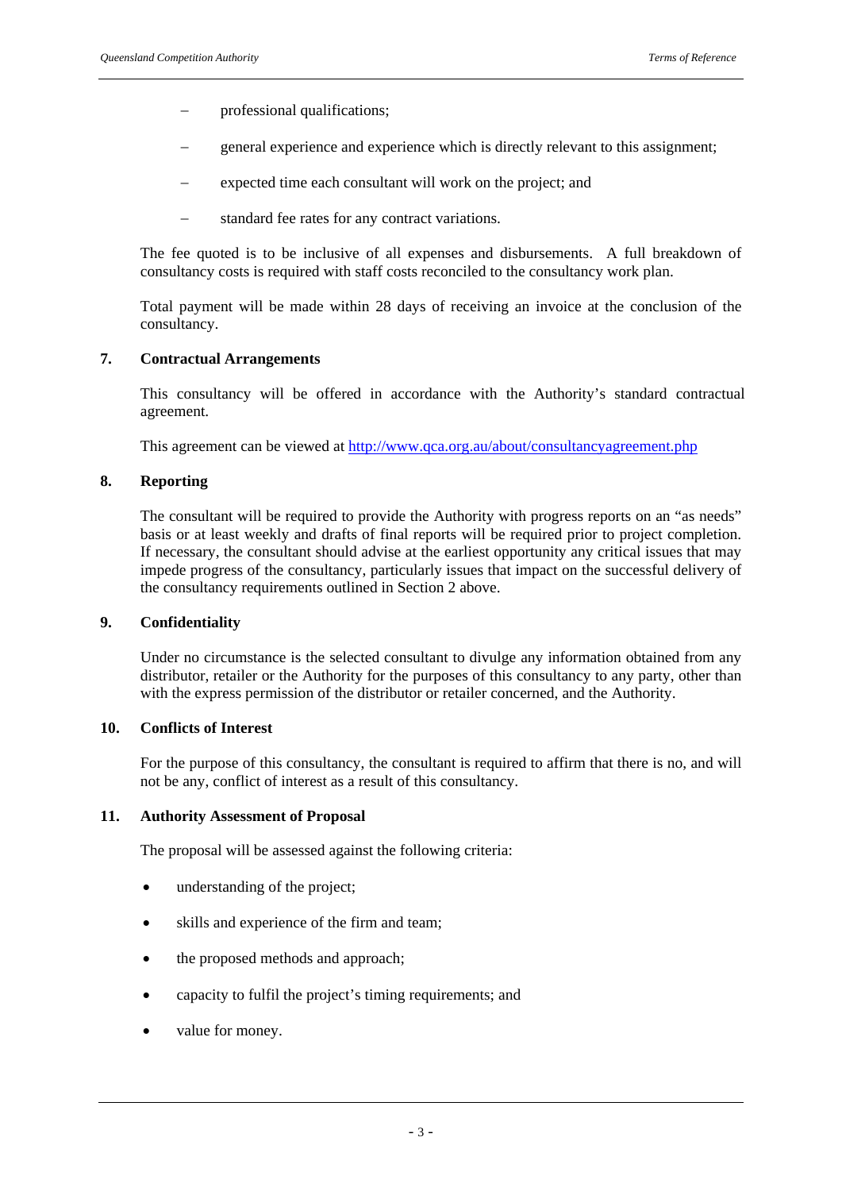- professional qualifications;
- general experience and experience which is directly relevant to this assignment;
- expected time each consultant will work on the project; and
- standard fee rates for any contract variations.

The fee quoted is to be inclusive of all expenses and disbursements. A full breakdown of consultancy costs is required with staff costs reconciled to the consultancy work plan.

Total payment will be made within 28 days of receiving an invoice at the conclusion of the consultancy.

## 7. Contractual Arrangements

This consultancy will be offered in accordance with the Authority's standard contractual agreement.

This agreement can be viewed at [http://www.qca.org.au/about/consultancyagreement.php](http://www.qca.org.au/about/consultancyagreement.php)

## 8. Reporting

The consultant will be required to provide the Authority with progress reports on an "as needs" basis or at least weekly and drafts of final reports will be required prior to project completion. If necessary, the consultant should advise at the earliest opportunity any critical issues that may impede progress of the consultancy, particularly issues that impact on the successful delivery of the consultancy requirements outlined in Section 2 above.

## 9. Confidentiality

Under no circumstance is the selected consultant to divulge any information obtained from any distributor, retailer or the Authority for the purposes of this consultancy to any party, other than with the express permission of the distributor or retailer concerned, and the Authority.

## 10. Conflicts of Interest

For the purpose of this consultancy, the consultant is required to affirm that there is no, and will not be any, conflict of interest as a result of this consultancy.

## 11. Authority Assessment of Proposal

The proposal will be assessed against the following criteria:

- understanding of the project;
- skills and experience of the firm and team;
- the proposed methods and approach;
- capacity to fulfil the project's timing requirements; and
- value for money.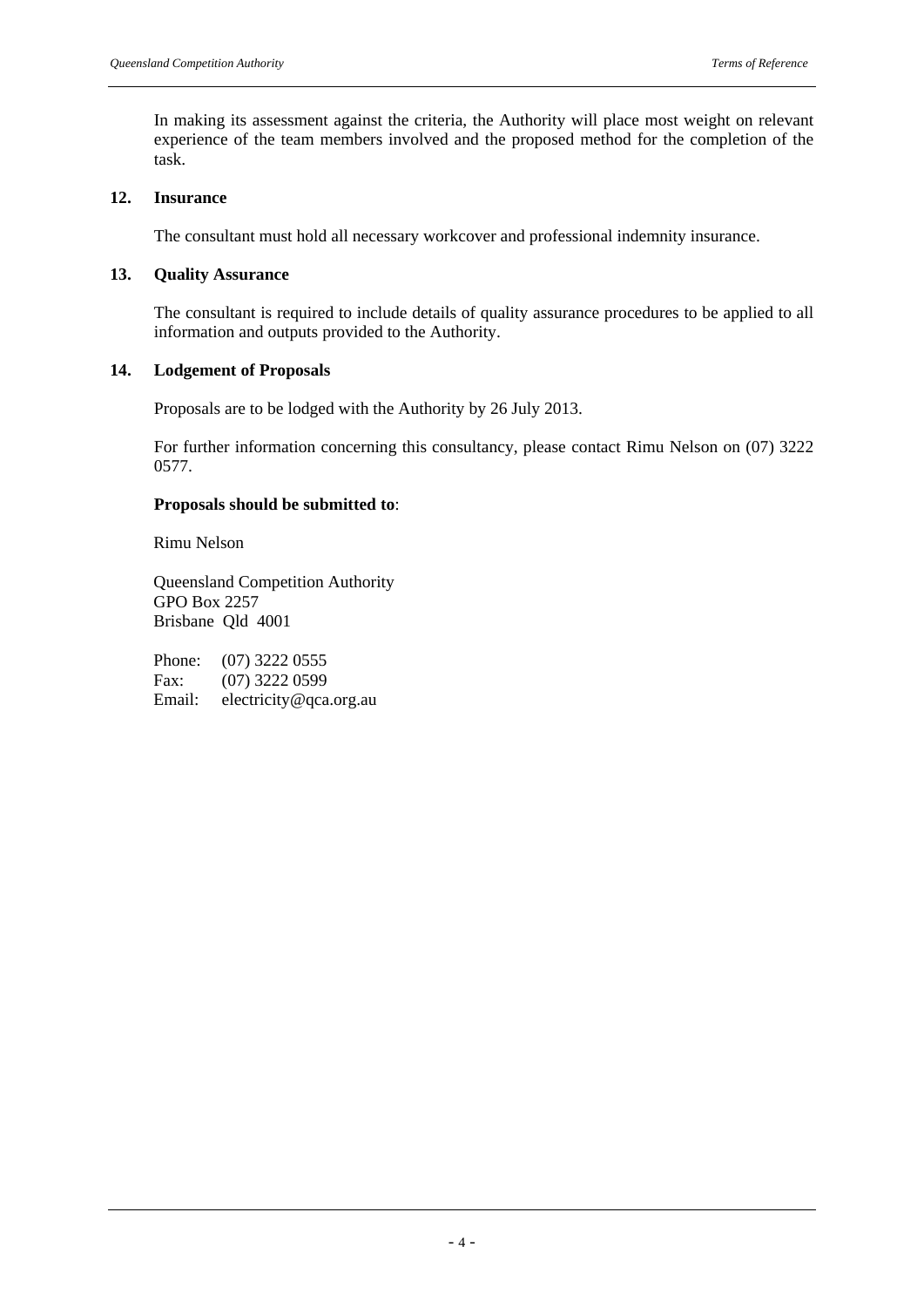In making its assessment against the criteria, the Authority will place most weight on relevant experience of the team members involved and the proposed method for the completion of the task.

## 12. Insurance

The consultant must hold all necessary workcover and professional indemnity insurance.

## 13. Quality Assurance

The consultant is required to include details of quality assurance procedures to be applied to all information and outputs provided to the Authority.

## 14. Lodgement of Proposals

Proposals are to be lodged with the Authority by 26 July 2013.

For further information concerning this consultancy, please contact Rimu Nelson on (07) 3222 0577.

**Proposals should be submitted to**:

Rimu Nelson

Queensland Competition Authority
GPO Box 2257
Brisbane Qld 4001

Phone: (07) 3222 0555
Fax: (07) 3222 0599
Email: electricity@qca.org.au